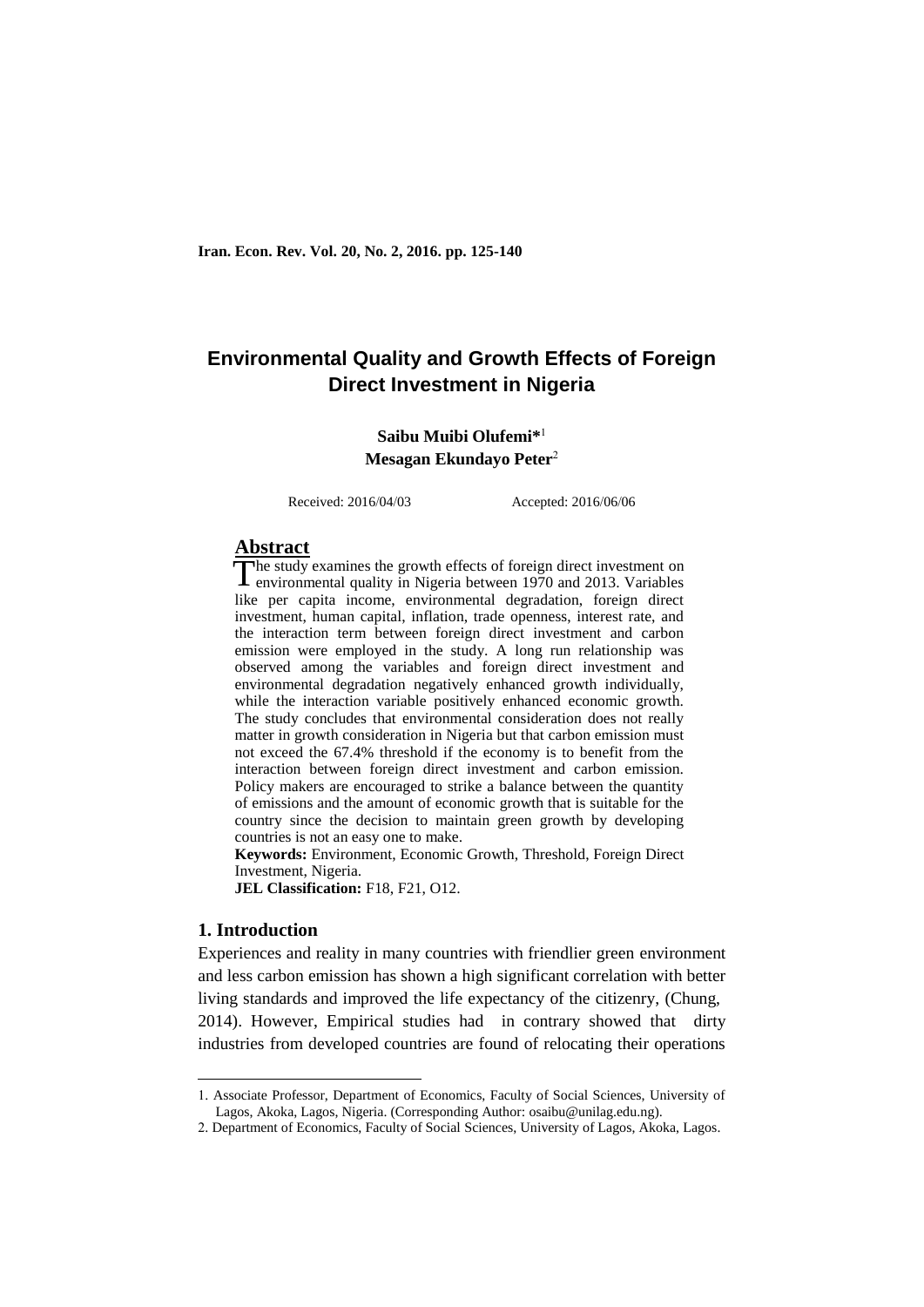# Environmental Quality and Growth Effects of Foreign Direct Investment in Nigeria

**Saibu Muibi Olufemi***[1]
**Mesagan Ekundayo Peter**[2]

Received: 2016/04/03 Accepted: 2016/06/06

## Abstract

The study examines the growth effects of foreign direct investment on environmental quality in Nigeria between 1970 and 2013. Variables like per capita income, environmental degradation, foreign direct investment, human capital, inflation, trade openness, interest rate, and the interaction term between foreign direct investment and carbon emission were employed in the study. A long run relationship was observed among the variables and foreign direct investment and environmental degradation negatively enhanced growth individually, while the interaction variable positively enhanced economic growth. The study concludes that environmental consideration does not really matter in growth consideration in Nigeria but that carbon emission must not exceed the 67.4% threshold if the economy is to benefit from the interaction between foreign direct investment and carbon emission. Policy makers are encouraged to strike a balance between the quantity of emissions and the amount of economic growth that is suitable for the country since the decision to maintain green growth by developing countries is not an easy one to make.

**Keywords:** Environment, Economic Growth, Threshold, Foreign Direct Investment, Nigeria.

**JEL Classification:** F18, F21, O12.

## 1. Introduction

Experiences and reality in many countries with friendlier green environment and less carbon emission has shown a high significant correlation with better living standards and improved the life expectancy of the citizenry, (Chung, 2014). However, Empirical studies had in contrary showed that dirty industries from developed countries are found of relocating their operations

---

1. Associate Professor, Department of Economics, Faculty of Social Sciences, University of Lagos, Akoka, Lagos, Nigeria. (Corresponding Author: osaibu@unilag.edu.ng).
2. Department of Economics, Faculty of Social Sciences, University of Lagos, Akoka, Lagos.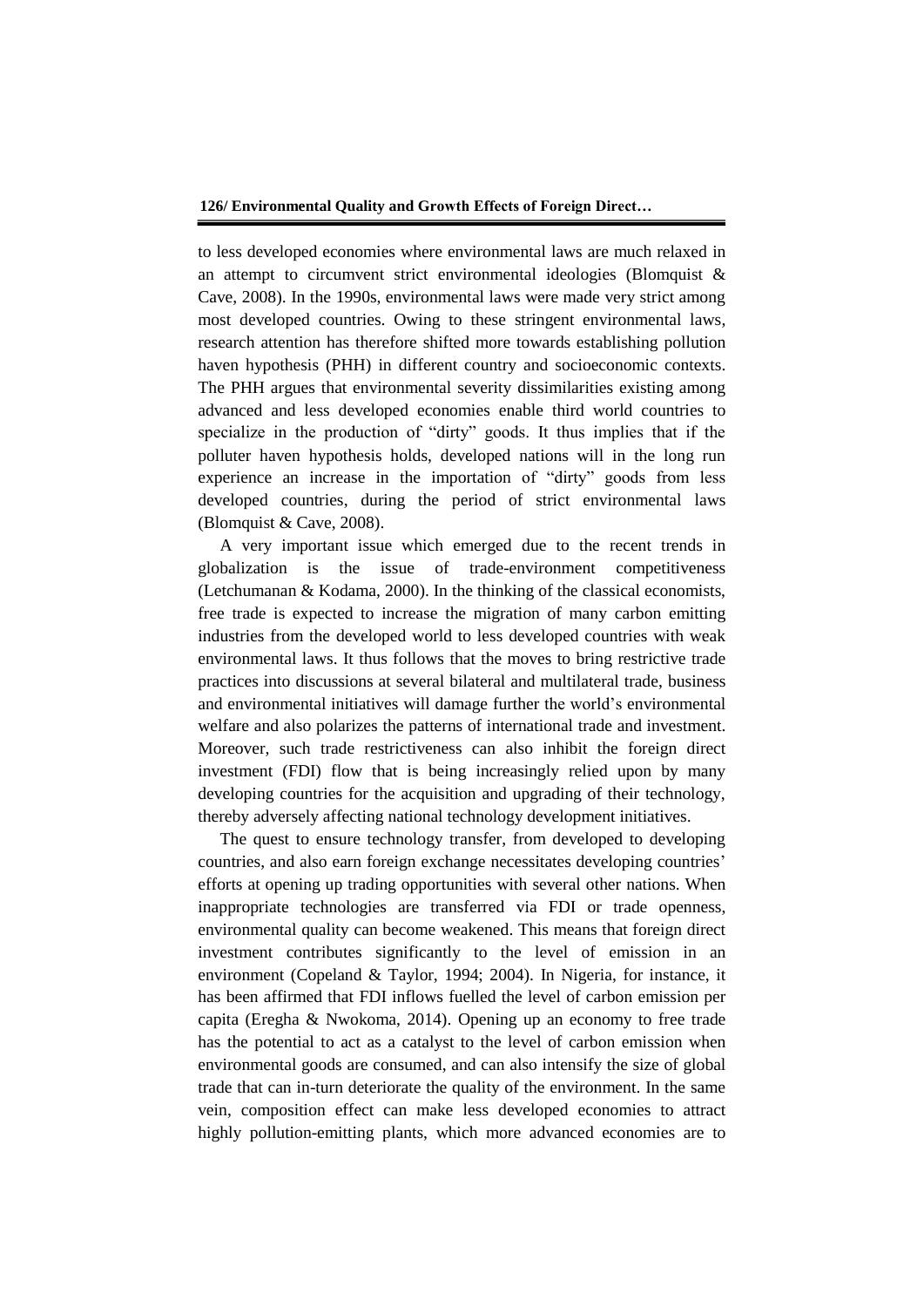to less developed economies where environmental laws are much relaxed in an attempt to circumvent strict environmental ideologies (Blomquist & Cave, 2008). In the 1990s, environmental laws were made very strict among most developed countries. Owing to these stringent environmental laws, research attention has therefore shifted more towards establishing pollution haven hypothesis (PHH) in different country and socioeconomic contexts. The PHH argues that environmental severity dissimilarities existing among advanced and less developed economies enable third world countries to specialize in the production of "dirty" goods. It thus implies that if the polluter haven hypothesis holds, developed nations will in the long run experience an increase in the importation of "dirty" goods from less developed countries, during the period of strict environmental laws (Blomquist & Cave, 2008).

A very important issue which emerged due to the recent trends in globalization is the issue of trade-environment competitiveness (Letchumanan & Kodama, 2000). In the thinking of the classical economists, free trade is expected to increase the migration of many carbon emitting industries from the developed world to less developed countries with weak environmental laws. It thus follows that the moves to bring restrictive trade practices into discussions at several bilateral and multilateral trade, business and environmental initiatives will damage further the world's environmental welfare and also polarizes the patterns of international trade and investment. Moreover, such trade restrictiveness can also inhibit the foreign direct investment (FDI) flow that is being increasingly relied upon by many developing countries for the acquisition and upgrading of their technology, thereby adversely affecting national technology development initiatives.

The quest to ensure technology transfer, from developed to developing countries, and also earn foreign exchange necessitates developing countries' efforts at opening up trading opportunities with several other nations. When inappropriate technologies are transferred via FDI or trade openness, environmental quality can become weakened. This means that foreign direct investment contributes significantly to the level of emission in an environment (Copeland & Taylor, 1994; 2004). In Nigeria, for instance, it has been affirmed that FDI inflows fuelled the level of carbon emission per capita (Eregha & Nwokoma, 2014). Opening up an economy to free trade has the potential to act as a catalyst to the level of carbon emission when environmental goods are consumed, and can also intensify the size of global trade that can in-turn deteriorate the quality of the environment. In the same vein, composition effect can make less developed economies to attract highly pollution-emitting plants, which more advanced economies are to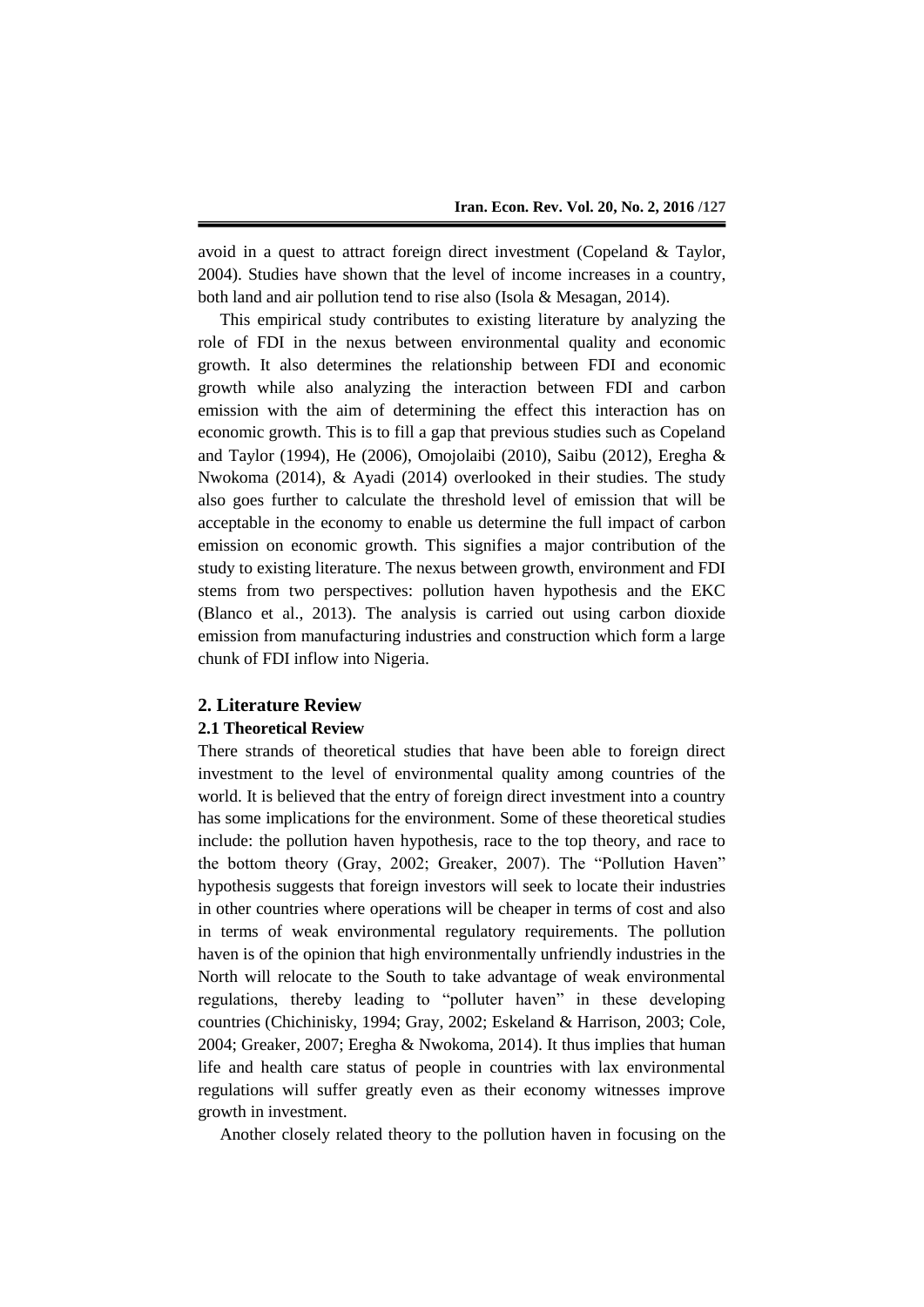avoid in a quest to attract foreign direct investment (Copeland & Taylor, 2004). Studies have shown that the level of income increases in a country, both land and air pollution tend to rise also (Isola & Mesagan, 2014).

This empirical study contributes to existing literature by analyzing the role of FDI in the nexus between environmental quality and economic growth. It also determines the relationship between FDI and economic growth while also analyzing the interaction between FDI and carbon emission with the aim of determining the effect this interaction has on economic growth. This is to fill a gap that previous studies such as Copeland and Taylor (1994), He (2006), Omojolaibi (2010), Saibu (2012), Eregha & Nwokoma (2014), & Ayadi (2014) overlooked in their studies. The study also goes further to calculate the threshold level of emission that will be acceptable in the economy to enable us determine the full impact of carbon emission on economic growth. This signifies a major contribution of the study to existing literature. The nexus between growth, environment and FDI stems from two perspectives: pollution haven hypothesis and the EKC (Blanco et al., 2013). The analysis is carried out using carbon dioxide emission from manufacturing industries and construction which form a large chunk of FDI inflow into Nigeria.

## 2. Literature Review

### 2.1 Theoretical Review

There strands of theoretical studies that have been able to foreign direct investment to the level of environmental quality among countries of the world. It is believed that the entry of foreign direct investment into a country has some implications for the environment. Some of these theoretical studies include: the pollution haven hypothesis, race to the top theory, and race to the bottom theory (Gray, 2002; Greaker, 2007). The "Pollution Haven" hypothesis suggests that foreign investors will seek to locate their industries in other countries where operations will be cheaper in terms of cost and also in terms of weak environmental regulatory requirements. The pollution haven is of the opinion that high environmentally unfriendly industries in the North will relocate to the South to take advantage of weak environmental regulations, thereby leading to "polluter haven" in these developing countries (Chichinisky, 1994; Gray, 2002; Eskeland & Harrison, 2003; Cole, 2004; Greaker, 2007; Eregha & Nwokoma, 2014). It thus implies that human life and health care status of people in countries with lax environmental regulations will suffer greatly even as their economy witnesses improve growth in investment.

Another closely related theory to the pollution haven in focusing on the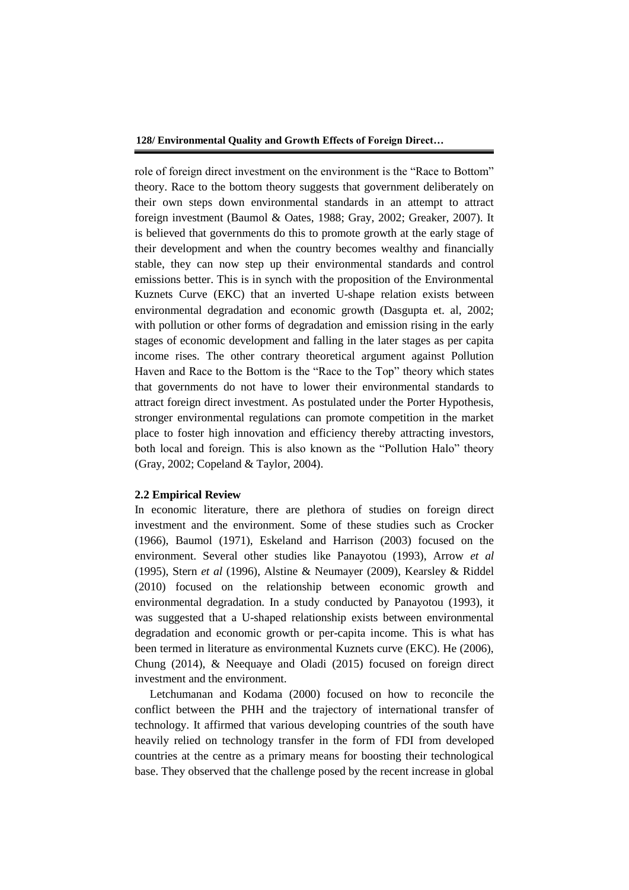role of foreign direct investment on the environment is the "Race to Bottom" theory. Race to the bottom theory suggests that government deliberately on their own steps down environmental standards in an attempt to attract foreign investment (Baumol & Oates, 1988; Gray, 2002; Greaker, 2007). It is believed that governments do this to promote growth at the early stage of their development and when the country becomes wealthy and financially stable, they can now step up their environmental standards and control emissions better. This is in synch with the proposition of the Environmental Kuznets Curve (EKC) that an inverted U-shape relation exists between environmental degradation and economic growth (Dasgupta et. al, 2002; with pollution or other forms of degradation and emission rising in the early stages of economic development and falling in the later stages as per capita income rises. The other contrary theoretical argument against Pollution Haven and Race to the Bottom is the "Race to the Top" theory which states that governments do not have to lower their environmental standards to attract foreign direct investment. As postulated under the Porter Hypothesis, stronger environmental regulations can promote competition in the market place to foster high innovation and efficiency thereby attracting investors, both local and foreign. This is also known as the "Pollution Halo" theory (Gray, 2002; Copeland & Taylor, 2004).

### 2.2 Empirical Review

In economic literature, there are plethora of studies on foreign direct investment and the environment. Some of these studies such as Crocker (1966), Baumol (1971), Eskeland and Harrison (2003) focused on the environment. Several other studies like Panayotou (1993), Arrow *et al* (1995), Stern *et al* (1996), Alstine & Neumayer (2009), Kearsley & Riddel (2010) focused on the relationship between economic growth and environmental degradation. In a study conducted by Panayotou (1993), it was suggested that a U-shaped relationship exists between environmental degradation and economic growth or per-capita income. This is what has been termed in literature as environmental Kuznets curve (EKC). He (2006), Chung (2014), & Neequaye and Oladi (2015) focused on foreign direct investment and the environment.

Letchumanan and Kodama (2000) focused on how to reconcile the conflict between the PHH and the trajectory of international transfer of technology. It affirmed that various developing countries of the south have heavily relied on technology transfer in the form of FDI from developed countries at the centre as a primary means for boosting their technological base. They observed that the challenge posed by the recent increase in global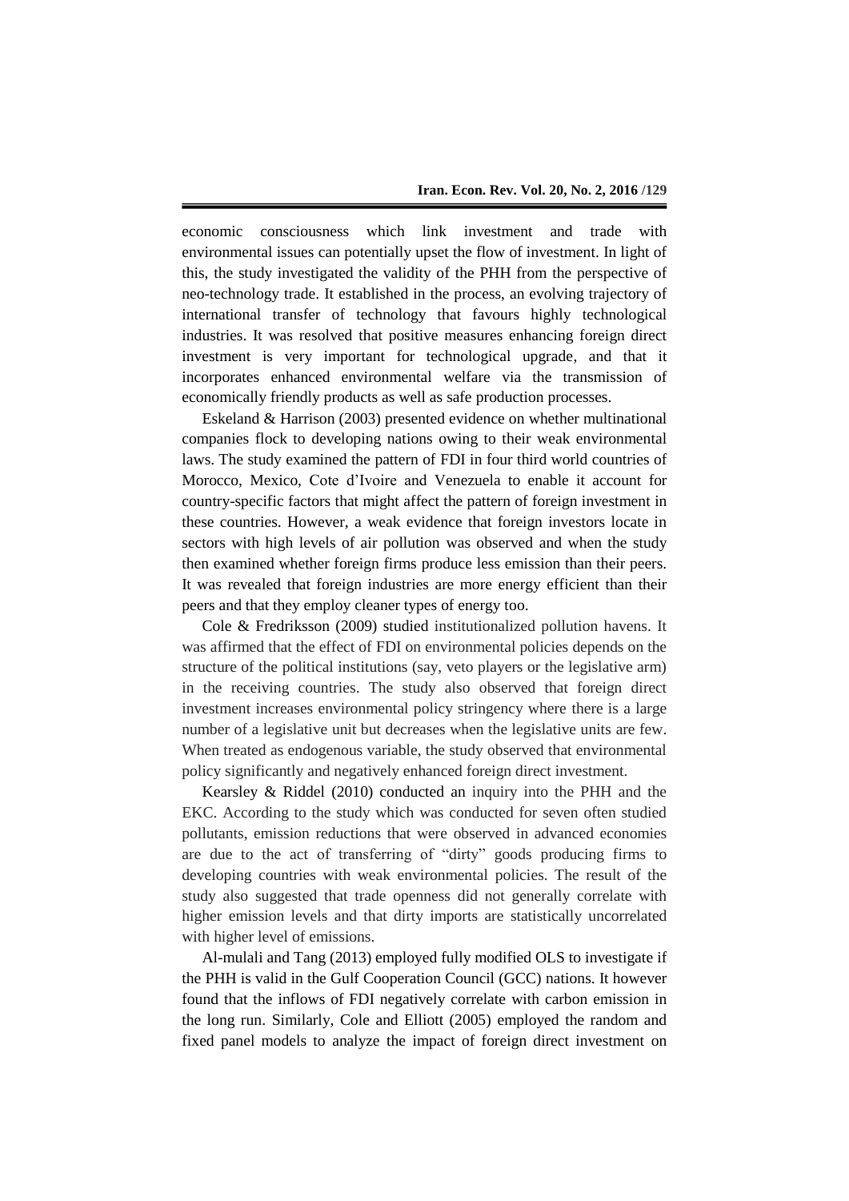economic consciousness which link investment and trade with environmental issues can potentially upset the flow of investment. In light of this, the study investigated the validity of the PHH from the perspective of neo-technology trade. It established in the process, an evolving trajectory of international transfer of technology that favours highly technological industries. It was resolved that positive measures enhancing foreign direct investment is very important for technological upgrade, and that it incorporates enhanced environmental welfare via the transmission of economically friendly products as well as safe production processes.

Eskeland & Harrison (2003) presented evidence on whether multinational companies flock to developing nations owing to their weak environmental laws. The study examined the pattern of FDI in four third world countries of Morocco, Mexico, Cote d'Ivoire and Venezuela to enable it account for country-specific factors that might affect the pattern of foreign investment in these countries. However, a weak evidence that foreign investors locate in sectors with high levels of air pollution was observed and when the study then examined whether foreign firms produce less emission than their peers. It was revealed that foreign industries are more energy efficient than their peers and that they employ cleaner types of energy too.

Cole & Fredriksson (2009) studied institutionalized pollution havens. It was affirmed that the effect of FDI on environmental policies depends on the structure of the political institutions (say, veto players or the legislative arm) in the receiving countries. The study also observed that foreign direct investment increases environmental policy stringency where there is a large number of a legislative unit but decreases when the legislative units are few. When treated as endogenous variable, the study observed that environmental policy significantly and negatively enhanced foreign direct investment.

Kearsley & Riddel (2010) conducted an inquiry into the PHH and the EKC. According to the study which was conducted for seven often studied pollutants, emission reductions that were observed in advanced economies are due to the act of transferring of "dirty" goods producing firms to developing countries with weak environmental policies. The result of the study also suggested that trade openness did not generally correlate with higher emission levels and that dirty imports are statistically uncorrelated with higher level of emissions.

Al-mulali and Tang (2013) employed fully modified OLS to investigate if the PHH is valid in the Gulf Cooperation Council (GCC) nations. It however found that the inflows of FDI negatively correlate with carbon emission in the long run. Similarly, Cole and Elliott (2005) employed the random and fixed panel models to analyze the impact of foreign direct investment on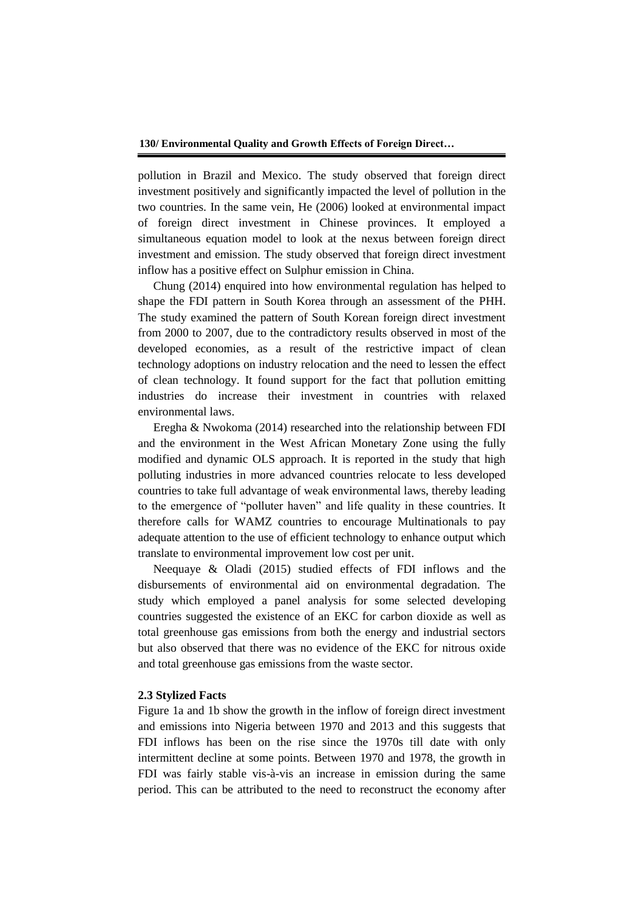pollution in Brazil and Mexico. The study observed that foreign direct investment positively and significantly impacted the level of pollution in the two countries. In the same vein, He (2006) looked at environmental impact of foreign direct investment in Chinese provinces. It employed a simultaneous equation model to look at the nexus between foreign direct investment and emission. The study observed that foreign direct investment inflow has a positive effect on Sulphur emission in China.

Chung (2014) enquired into how environmental regulation has helped to shape the FDI pattern in South Korea through an assessment of the PHH. The study examined the pattern of South Korean foreign direct investment from 2000 to 2007, due to the contradictory results observed in most of the developed economies, as a result of the restrictive impact of clean technology adoptions on industry relocation and the need to lessen the effect of clean technology. It found support for the fact that pollution emitting industries do increase their investment in countries with relaxed environmental laws.

Eregha & Nwokoma (2014) researched into the relationship between FDI and the environment in the West African Monetary Zone using the fully modified and dynamic OLS approach. It is reported in the study that high polluting industries in more advanced countries relocate to less developed countries to take full advantage of weak environmental laws, thereby leading to the emergence of "polluter haven" and life quality in these countries. It therefore calls for WAMZ countries to encourage Multinationals to pay adequate attention to the use of efficient technology to enhance output which translate to environmental improvement low cost per unit.

Neequaye & Oladi (2015) studied effects of FDI inflows and the disbursements of environmental aid on environmental degradation. The study which employed a panel analysis for some selected developing countries suggested the existence of an EKC for carbon dioxide as well as total greenhouse gas emissions from both the energy and industrial sectors but also observed that there was no evidence of the EKC for nitrous oxide and total greenhouse gas emissions from the waste sector.

### 2.3 Stylized Facts

Figure 1a and 1b show the growth in the inflow of foreign direct investment and emissions into Nigeria between 1970 and 2013 and this suggests that FDI inflows has been on the rise since the 1970s till date with only intermittent decline at some points. Between 1970 and 1978, the growth in FDI was fairly stable vis-à-vis an increase in emission during the same period. This can be attributed to the need to reconstruct the economy after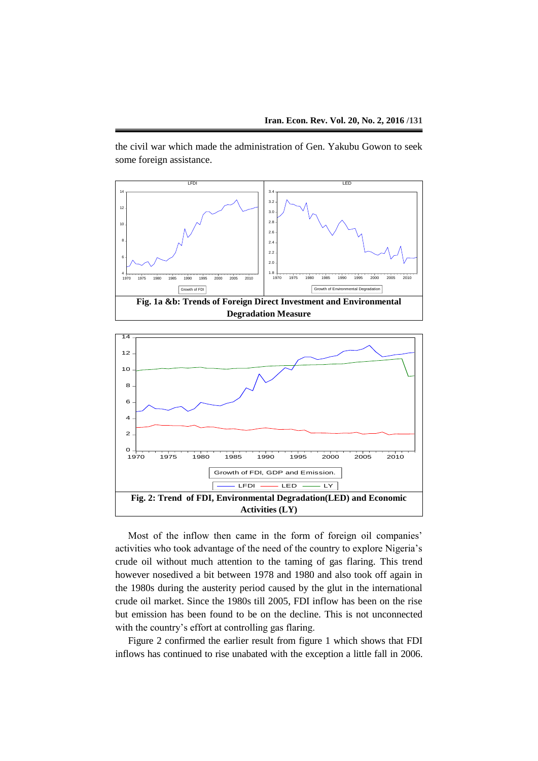the civil war which made the administration of Gen. Yakubu Gowon to seek some foreign assistance.

**Fig. 1a &b: Trends of Foreign Direct Investment and Environmental Degradation Measure**

**Fig. 2: Trend of FDI, Environmental Degradation(LED) and Economic Activities (LY)**

Most of the inflow then came in the form of foreign oil companies' activities who took advantage of the need of the country to explore Nigeria's crude oil without much attention to the taming of gas flaring. This trend however nosedived a bit between 1978 and 1980 and also took off again in the 1980s during the austerity period caused by the glut in the international crude oil market. Since the 1980s till 2005, FDI inflow has been on the rise but emission has been found to be on the decline. This is not unconnected with the country's effort at controlling gas flaring.

Figure 2 confirmed the earlier result from figure 1 which shows that FDI inflows has continued to rise unabated with the exception a little fall in 2006.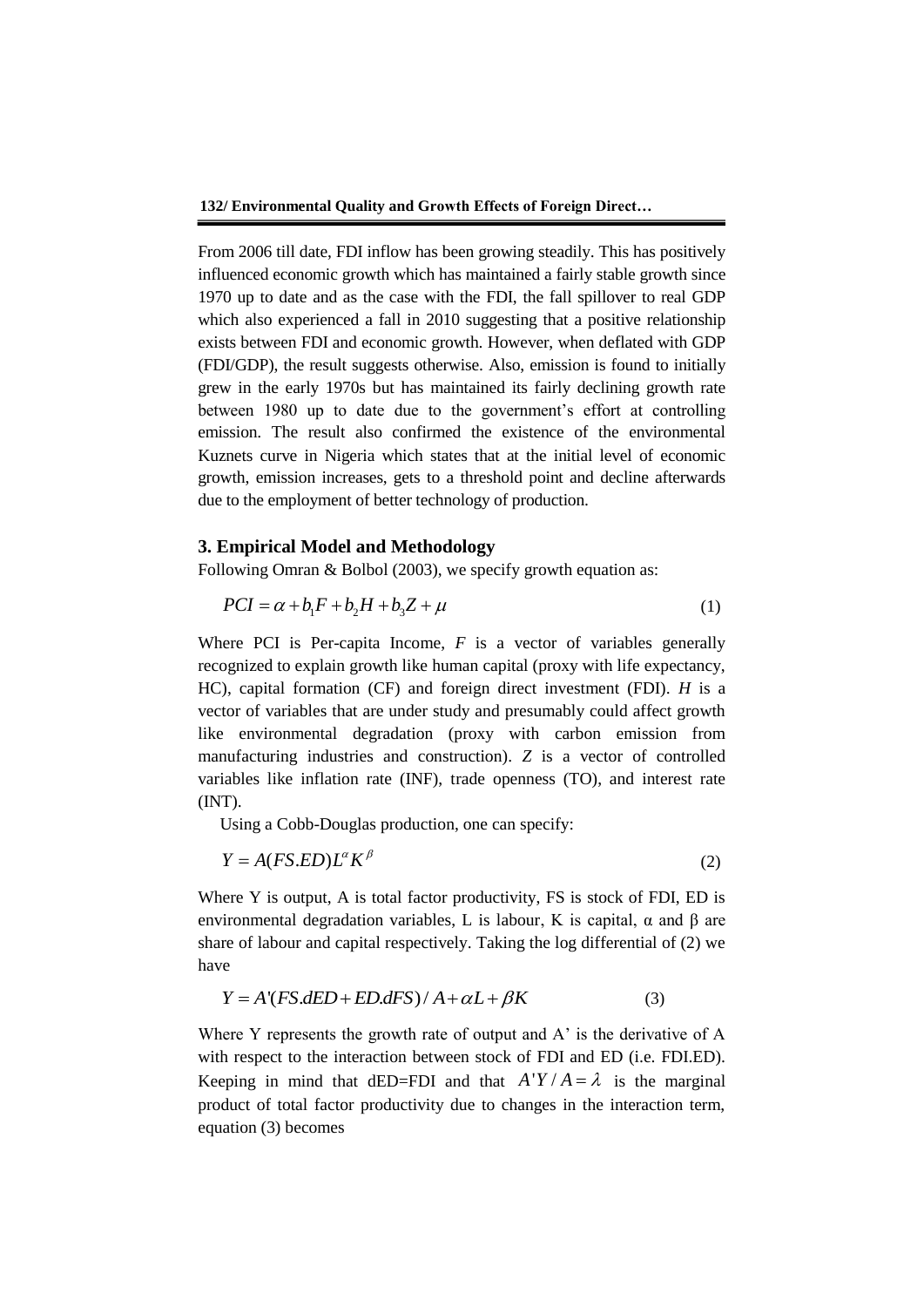From 2006 till date, FDI inflow has been growing steadily. This has positively influenced economic growth which has maintained a fairly stable growth since 1970 up to date and as the case with the FDI, the fall spillover to real GDP which also experienced a fall in 2010 suggesting that a positive relationship exists between FDI and economic growth. However, when deflated with GDP (FDI/GDP), the result suggests otherwise. Also, emission is found to initially grew in the early 1970s but has maintained its fairly declining growth rate between 1980 up to date due to the government's effort at controlling emission. The result also confirmed the existence of the environmental Kuznets curve in Nigeria which states that at the initial level of economic growth, emission increases, gets to a threshold point and decline afterwards due to the employment of better technology of production.

## 3. Empirical Model and Methodology

Following Omran & Bolbol (2003), we specify growth equation as:

$$PCI = \alpha + b_1 F + b_2 H + b_3 Z + \mu \tag{1}$$

Where PCI is Per-capita Income, *F* is a vector of variables generally recognized to explain growth like human capital (proxy with life expectancy, HC), capital formation (CF) and foreign direct investment (FDI). *H* is a vector of variables that are under study and presumably could affect growth like environmental degradation (proxy with carbon emission from manufacturing industries and construction). *Z* is a vector of controlled variables like inflation rate (INF), trade openness (TO), and interest rate (INT).

Using a Cobb-Douglas production, one can specify:

$$Y = A(FS.ED)L^{\alpha}K^{\beta} \tag{2}$$

Where Y is output, A is total factor productivity, FS is stock of FDI, ED is environmental degradation variables, L is labour, K is capital, α and β are share of labour and capital respectively. Taking the log differential of (2) we have

$$Y = A'(FS.dED + ED.dFS)/A + \alpha L + \beta K \tag{3}$$

Where Y represents the growth rate of output and A' is the derivative of A with respect to the interaction between stock of FDI and ED (i.e. FDI.ED). Keeping in mind that dED=FDI and that $A'Y/A = \lambda$ is the marginal product of total factor productivity due to changes in the interaction term, equation (3) becomes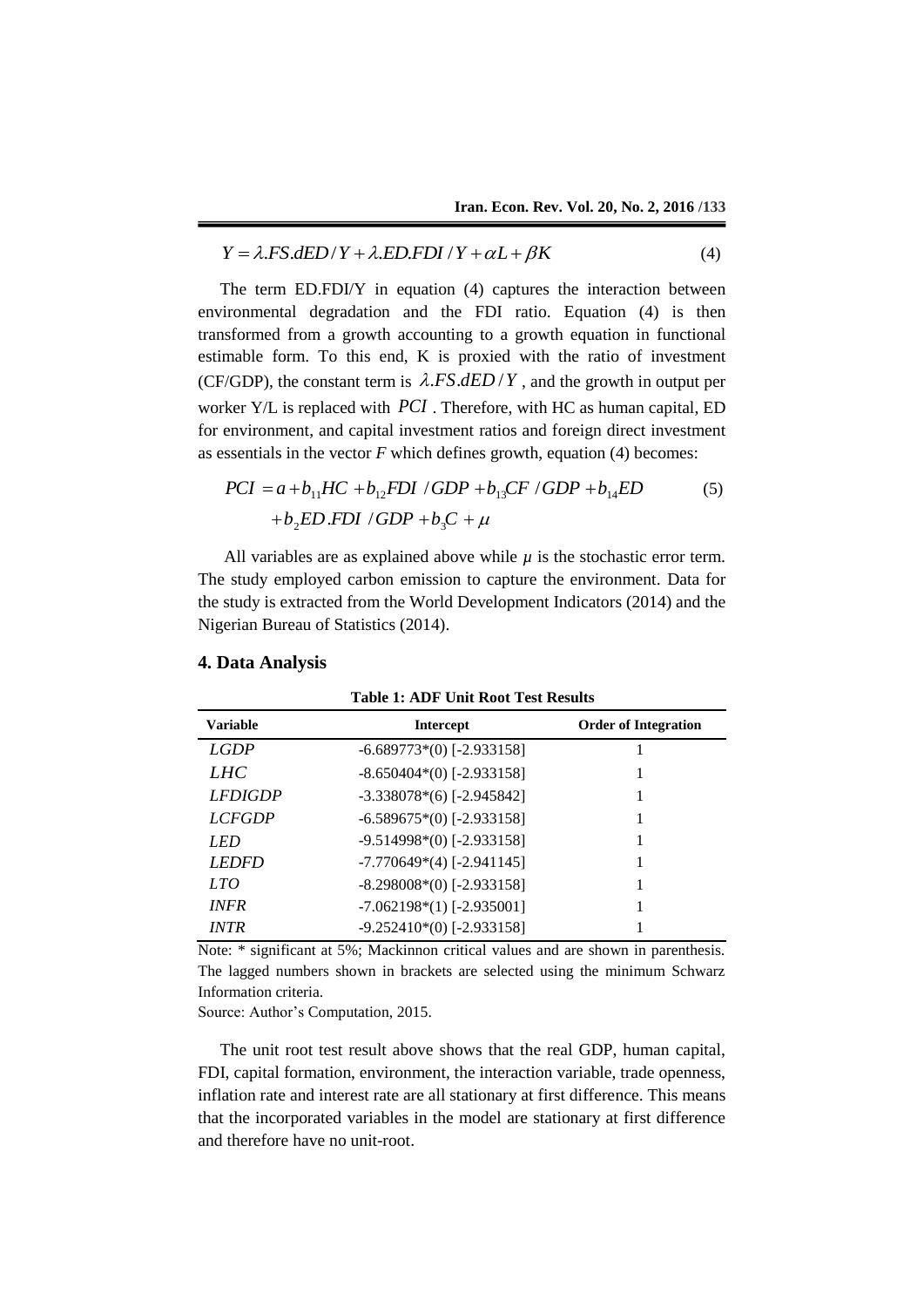$$Y = \lambda.FS.dED/Y + \lambda.ED.FDI/Y + \alpha L + \beta K \tag{4}$$

The term ED.FDI/Y in equation (4) captures the interaction between environmental degradation and the FDI ratio. Equation (4) is then transformed from a growth accounting to a growth equation in functional estimable form. To this end, K is proxied with the ratio of investment (CF/GDP), the constant term is $\lambda.FS.dED/Y$, and the growth in output per worker Y/L is replaced with $PCI$. Therefore, with HC as human capital, ED for environment, and capital investment ratios and foreign direct investment as essentials in the vector *F* which defines growth, equation (4) becomes:

$$PCI = a + b_{11}HC + b_{12}FDI/GDP + b_{13}CF/GDP + b_{14}ED + b_2 ED.FDI/GDP + b_3 C + \mu \tag{5}$$

All variables are as explained above while $\mu$ is the stochastic error term. The study employed carbon emission to capture the environment. Data for the study is extracted from the World Development Indicators (2014) and the Nigerian Bureau of Statistics (2014).

## 4. Data Analysis

**Table 1: ADF Unit Root Test Results**

| Variable | Intercept | Order of Integration |
|---|---|---|
| *LGDP* | -6.689773*(0) [-2.933158] | 1 |
| *LHC* | -8.650404*(0) [-2.933158] | 1 |
| *LFDIGDP* | -3.338078*(6) [-2.945842] | 1 |
| *LCFGDP* | -6.589675*(0) [-2.933158] | 1 |
| *LED* | -9.514998*(0) [-2.933158] | 1 |
| *LEDFD* | -7.770649*(4) [-2.941145] | 1 |
| *LTO* | -8.298008*(0) [-2.933158] | 1 |
| *INFR* | -7.062198*(1) [-2.935001] | 1 |
| *INTR* | -9.252410*(0) [-2.933158] | 1 |

Note: * significant at 5%; Mackinnon critical values and are shown in parenthesis. The lagged numbers shown in brackets are selected using the minimum Schwarz Information criteria.

Source: Author's Computation, 2015.

The unit root test result above shows that the real GDP, human capital, FDI, capital formation, environment, the interaction variable, trade openness, inflation rate and interest rate are all stationary at first difference. This means that the incorporated variables in the model are stationary at first difference and therefore have no unit-root.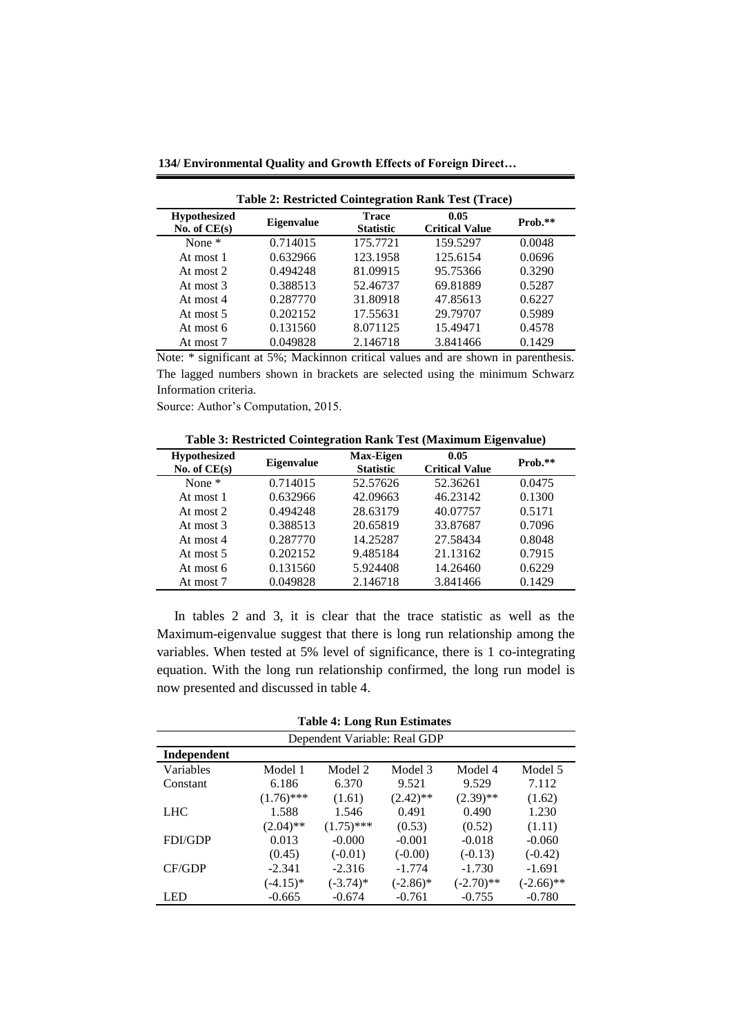**Table 2: Restricted Cointegration Rank Test (Trace)**

| Hypothesized No. of CE(s) | Eigenvalue | Trace Statistic | 0.05 Critical Value | Prob.** |
|---|---|---|---|---|
| None * | 0.714015 | 175.7721 | 159.5297 | 0.0048 |
| At most 1 | 0.632966 | 123.1958 | 125.6154 | 0.0696 |
| At most 2 | 0.494248 | 81.09915 | 95.75366 | 0.3290 |
| At most 3 | 0.388513 | 52.46737 | 69.81889 | 0.5287 |
| At most 4 | 0.287770 | 31.80918 | 47.85613 | 0.6227 |
| At most 5 | 0.202152 | 17.55631 | 29.79707 | 0.5989 |
| At most 6 | 0.131560 | 8.071125 | 15.49471 | 0.4578 |
| At most 7 | 0.049828 | 2.146718 | 3.841466 | 0.1429 |

Note: * significant at 5%; Mackinnon critical values and are shown in parenthesis. The lagged numbers shown in brackets are selected using the minimum Schwarz Information criteria.

Source: Author's Computation, 2015.

**Table 3: Restricted Cointegration Rank Test (Maximum Eigenvalue)**

| Hypothesized No. of CE(s) | Eigenvalue | Max-Eigen Statistic | 0.05 Critical Value | Prob.** |
|---|---|---|---|---|
| None * | 0.714015 | 52.57626 | 52.36261 | 0.0475 |
| At most 1 | 0.632966 | 42.09663 | 46.23142 | 0.1300 |
| At most 2 | 0.494248 | 28.63179 | 40.07757 | 0.5171 |
| At most 3 | 0.388513 | 20.65819 | 33.87687 | 0.7096 |
| At most 4 | 0.287770 | 14.25287 | 27.58434 | 0.8048 |
| At most 5 | 0.202152 | 9.485184 | 21.13162 | 0.7915 |
| At most 6 | 0.131560 | 5.924408 | 14.26460 | 0.6229 |
| At most 7 | 0.049828 | 2.146718 | 3.841466 | 0.1429 |

In tables 2 and 3, it is clear that the trace statistic as well as the Maximum-eigenvalue suggest that there is long run relationship among the variables. When tested at 5% level of significance, there is 1 co-integrating equation. With the long run relationship confirmed, the long run model is now presented and discussed in table 4.

**Table 4: Long Run Estimates**

| Dependent Variable: Real GDP | | | | | |
|---|---|---|---|---|---|
| **Independent** Variables | Model 1 | Model 2 | Model 3 | Model 4 | Model 5 |
| Constant | 6.186 | 6.370 | 9.521 | 9.529 | 7.112 |
| | (1.76)*** | (1.61) | (2.42)** | (2.39)** | (1.62) |
| LHC | 1.588 | 1.546 | 0.491 | 0.490 | 1.230 |
| | (2.04)** | (1.75)*** | (0.53) | (0.52) | (1.11) |
| FDI/GDP | 0.013 | -0.000 | -0.001 | -0.018 | -0.060 |
| | (0.45) | (-0.01) | (-0.00) | (-0.13) | (-0.42) |
| CF/GDP | -2.341 | -2.316 | -1.774 | -1.730 | -1.691 |
| | (-4.15)* | (-3.74)* | (-2.86)* | (-2.70)** | (-2.66)** |
| LED | -0.665 | -0.674 | -0.761 | -0.755 | -0.780 |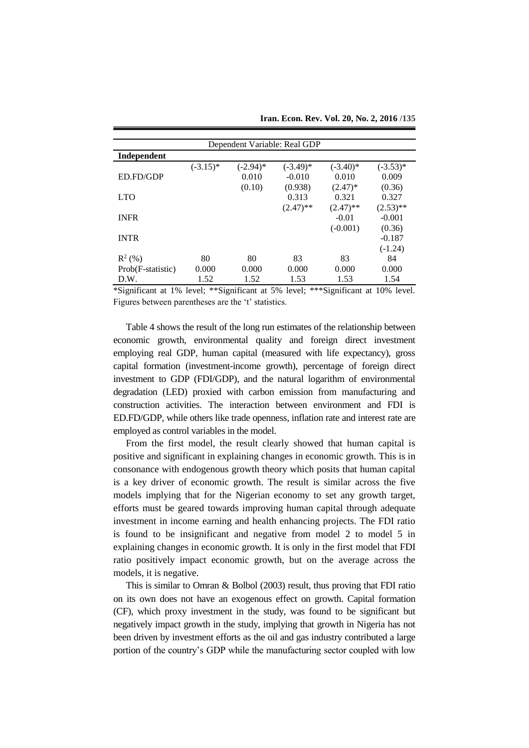| Dependent Variable: Real GDP | | | | | |
|---|---|---|---|---|---|
| **Independent** | | | | | |
| | (-3.15)* | (-2.94)* | (-3.49)* | (-3.40)* | (-3.53)* |
| ED.FD/GDP | | 0.010 | -0.010 | 0.010 | 0.009 |
| | | (0.10) | (0.938) | (2.47)* | (0.36) |
| LTO | | | 0.313 | 0.321 | 0.327 |
| | | | (2.47)** | (2.47)** | (2.53)** |
| INFR | | | | -0.01 | -0.001 |
| | | | | (-0.001) | (0.36) |
| INTR | | | | | -0.187 |
| | | | | | (-1.24) |
| $R^2$ (%) | 80 | 80 | 83 | 83 | 84 |
| Prob(F-statistic) | 0.000 | 0.000 | 0.000 | 0.000 | 0.000 |
| D.W. | 1.52 | 1.52 | 1.53 | 1.53 | 1.54 |

*Significant at 1% level; **Significant at 5% level; ***Significant at 10% level. Figures between parentheses are the 't' statistics.

Table 4 shows the result of the long run estimates of the relationship between economic growth, environmental quality and foreign direct investment employing real GDP, human capital (measured with life expectancy), gross capital formation (investment-income growth), percentage of foreign direct investment to GDP (FDI/GDP), and the natural logarithm of environmental degradation (LED) proxied with carbon emission from manufacturing and construction activities. The interaction between environment and FDI is ED.FD/GDP, while others like trade openness, inflation rate and interest rate are employed as control variables in the model.

From the first model, the result clearly showed that human capital is positive and significant in explaining changes in economic growth. This is in consonance with endogenous growth theory which posits that human capital is a key driver of economic growth. The result is similar across the five models implying that for the Nigerian economy to set any growth target, efforts must be geared towards improving human capital through adequate investment in income earning and health enhancing projects. The FDI ratio is found to be insignificant and negative from model 2 to model 5 in explaining changes in economic growth. It is only in the first model that FDI ratio positively impact economic growth, but on the average across the models, it is negative.

This is similar to Omran & Bolbol (2003) result, thus proving that FDI ratio on its own does not have an exogenous effect on growth. Capital formation (CF), which proxy investment in the study, was found to be significant but negatively impact growth in the study, implying that growth in Nigeria has not been driven by investment efforts as the oil and gas industry contributed a large portion of the country's GDP while the manufacturing sector coupled with low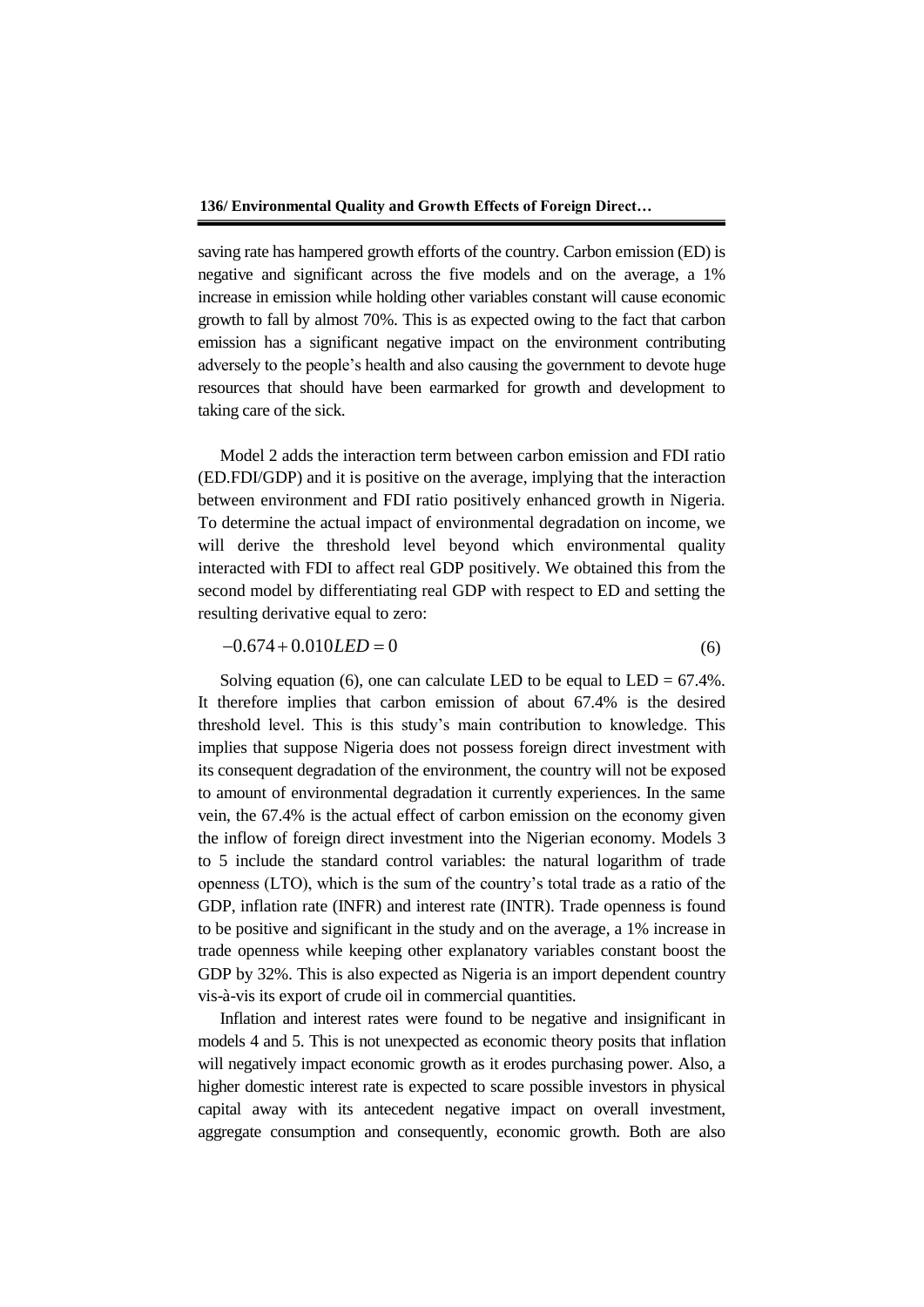saving rate has hampered growth efforts of the country. Carbon emission (ED) is negative and significant across the five models and on the average, a 1% increase in emission while holding other variables constant will cause economic growth to fall by almost 70%. This is as expected owing to the fact that carbon emission has a significant negative impact on the environment contributing adversely to the people's health and also causing the government to devote huge resources that should have been earmarked for growth and development to taking care of the sick.

Model 2 adds the interaction term between carbon emission and FDI ratio (ED.FDI/GDP) and it is positive on the average, implying that the interaction between environment and FDI ratio positively enhanced growth in Nigeria. To determine the actual impact of environmental degradation on income, we will derive the threshold level beyond which environmental quality interacted with FDI to affect real GDP positively. We obtained this from the second model by differentiating real GDP with respect to ED and setting the resulting derivative equal to zero:

$$-0.674 + 0.010LED = 0 \tag{6}$$

Solving equation (6), one can calculate LED to be equal to LED = 67.4%. It therefore implies that carbon emission of about 67.4% is the desired threshold level. This is this study's main contribution to knowledge. This implies that suppose Nigeria does not possess foreign direct investment with its consequent degradation of the environment, the country will not be exposed to amount of environmental degradation it currently experiences. In the same vein, the 67.4% is the actual effect of carbon emission on the economy given the inflow of foreign direct investment into the Nigerian economy. Models 3 to 5 include the standard control variables: the natural logarithm of trade openness (LTO), which is the sum of the country's total trade as a ratio of the GDP, inflation rate (INFR) and interest rate (INTR). Trade openness is found to be positive and significant in the study and on the average, a 1% increase in trade openness while keeping other explanatory variables constant boost the GDP by 32%. This is also expected as Nigeria is an import dependent country vis-à-vis its export of crude oil in commercial quantities.

Inflation and interest rates were found to be negative and insignificant in models 4 and 5. This is not unexpected as economic theory posits that inflation will negatively impact economic growth as it erodes purchasing power. Also, a higher domestic interest rate is expected to scare possible investors in physical capital away with its antecedent negative impact on overall investment, aggregate consumption and consequently, economic growth. Both are also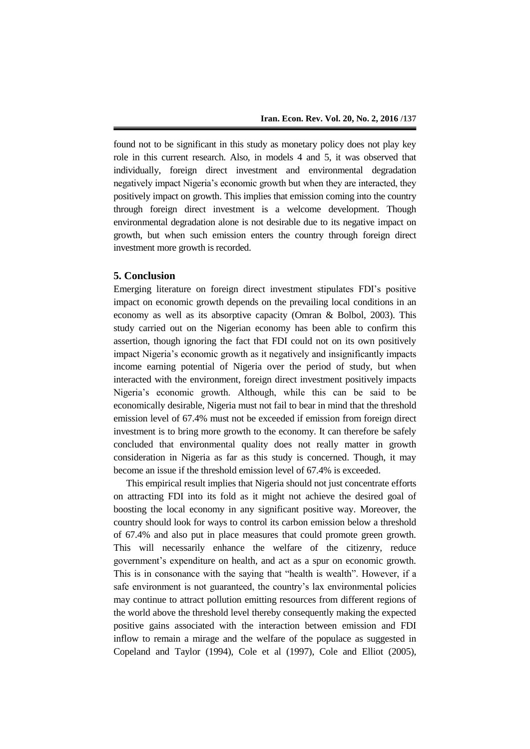found not to be significant in this study as monetary policy does not play key role in this current research. Also, in models 4 and 5, it was observed that individually, foreign direct investment and environmental degradation negatively impact Nigeria's economic growth but when they are interacted, they positively impact on growth. This implies that emission coming into the country through foreign direct investment is a welcome development. Though environmental degradation alone is not desirable due to its negative impact on growth, but when such emission enters the country through foreign direct investment more growth is recorded.

## 5. Conclusion

Emerging literature on foreign direct investment stipulates FDI's positive impact on economic growth depends on the prevailing local conditions in an economy as well as its absorptive capacity (Omran & Bolbol, 2003). This study carried out on the Nigerian economy has been able to confirm this assertion, though ignoring the fact that FDI could not on its own positively impact Nigeria's economic growth as it negatively and insignificantly impacts income earning potential of Nigeria over the period of study, but when interacted with the environment, foreign direct investment positively impacts Nigeria's economic growth. Although, while this can be said to be economically desirable, Nigeria must not fail to bear in mind that the threshold emission level of 67.4% must not be exceeded if emission from foreign direct investment is to bring more growth to the economy. It can therefore be safely concluded that environmental quality does not really matter in growth consideration in Nigeria as far as this study is concerned. Though, it may become an issue if the threshold emission level of 67.4% is exceeded.

This empirical result implies that Nigeria should not just concentrate efforts on attracting FDI into its fold as it might not achieve the desired goal of boosting the local economy in any significant positive way. Moreover, the country should look for ways to control its carbon emission below a threshold of 67.4% and also put in place measures that could promote green growth. This will necessarily enhance the welfare of the citizenry, reduce government's expenditure on health, and act as a spur on economic growth. This is in consonance with the saying that "health is wealth". However, if a safe environment is not guaranteed, the country's lax environmental policies may continue to attract pollution emitting resources from different regions of the world above the threshold level thereby consequently making the expected positive gains associated with the interaction between emission and FDI inflow to remain a mirage and the welfare of the populace as suggested in Copeland and Taylor (1994), Cole et al (1997), Cole and Elliot (2005),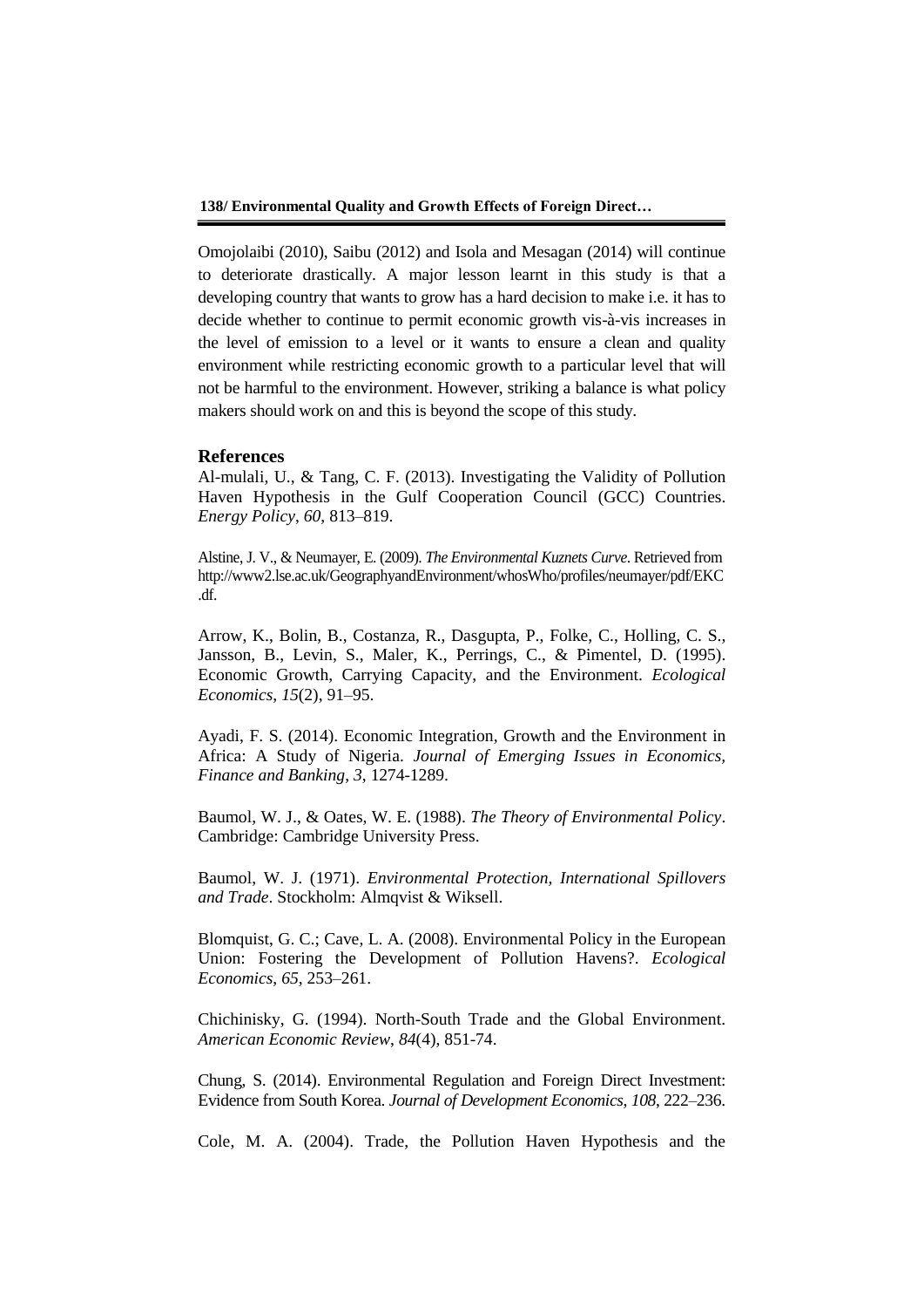Omojolaibi (2010), Saibu (2012) and Isola and Mesagan (2014) will continue to deteriorate drastically. A major lesson learnt in this study is that a developing country that wants to grow has a hard decision to make i.e. it has to decide whether to continue to permit economic growth vis-à-vis increases in the level of emission to a level or it wants to ensure a clean and quality environment while restricting economic growth to a particular level that will not be harmful to the environment. However, striking a balance is what policy makers should work on and this is beyond the scope of this study.

## References

Al-mulali, U., & Tang, C. F. (2013). Investigating the Validity of Pollution Haven Hypothesis in the Gulf Cooperation Council (GCC) Countries. *Energy Policy*, *60*, 813–819.

Alstine, J. V., & Neumayer, E. (2009). *The Environmental Kuznets Curve*. Retrieved from http://www2.lse.ac.uk/GeographyandEnvironment/whosWho/profiles/neumayer/pdf/EKC.df.

Arrow, K., Bolin, B., Costanza, R., Dasgupta, P., Folke, C., Holling, C. S., Jansson, B., Levin, S., Maler, K., Perrings, C., & Pimentel, D. (1995). Economic Growth, Carrying Capacity, and the Environment. *Ecological Economics*, *15*(2), 91–95.

Ayadi, F. S. (2014). Economic Integration, Growth and the Environment in Africa: A Study of Nigeria. *Journal of Emerging Issues in Economics, Finance and Banking*, *3*, 1274-1289.

Baumol, W. J., & Oates, W. E. (1988). *The Theory of Environmental Policy*. Cambridge: Cambridge University Press.

Baumol, W. J. (1971). *Environmental Protection, International Spillovers and Trade*. Stockholm: Almqvist & Wiksell.

Blomquist, G. C.; Cave, L. A. (2008). Environmental Policy in the European Union: Fostering the Development of Pollution Havens?. *Ecological Economics*, *65*, 253–261.

Chichinisky, G. (1994). North-South Trade and the Global Environment. *American Economic Review*, *84*(4), 851-74.

Chung, S. (2014). Environmental Regulation and Foreign Direct Investment: Evidence from South Korea. *Journal of Development Economics*, *108*, 222–236.

Cole, M. A. (2004). Trade, the Pollution Haven Hypothesis and the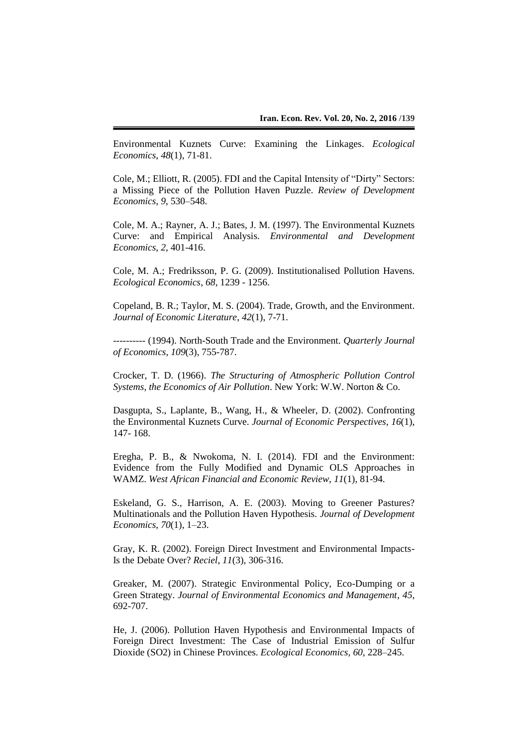Environmental Kuznets Curve: Examining the Linkages. *Ecological Economics*, *48*(1), 71-81.

Cole, M.; Elliott, R. (2005). FDI and the Capital Intensity of "Dirty" Sectors: a Missing Piece of the Pollution Haven Puzzle. *Review of Development Economics*, *9*, 530–548.

Cole, M. A.; Rayner, A. J.; Bates, J. M. (1997). The Environmental Kuznets Curve: and Empirical Analysis. *Environmental and Development Economics*, *2*, 401-416.

Cole, M. A.; Fredriksson, P. G. (2009). Institutionalised Pollution Havens. *Ecological Economics*, *68*, 1239 - 1256.

Copeland, B. R.; Taylor, M. S. (2004). Trade, Growth, and the Environment. *Journal of Economic Literature*, *42*(1), 7-71.

---------- (1994). North-South Trade and the Environment. *Quarterly Journal of Economics*, *109*(3), 755-787.

Crocker, T. D. (1966). *The Structuring of Atmospheric Pollution Control Systems, the Economics of Air Pollution*. New York: W.W. Norton & Co.

Dasgupta, S., Laplante, B., Wang, H., & Wheeler, D. (2002). Confronting the Environmental Kuznets Curve. *Journal of Economic Perspectives*, *16*(1), 147- 168.

Eregha, P. B., & Nwokoma, N. I. (2014). FDI and the Environment: Evidence from the Fully Modified and Dynamic OLS Approaches in WAMZ. *West African Financial and Economic Review*, *11*(1), 81-94.

Eskeland, G. S., Harrison, A. E. (2003). Moving to Greener Pastures? Multinationals and the Pollution Haven Hypothesis. *Journal of Development Economics*, *70*(1), 1–23.

Gray, K. R. (2002). Foreign Direct Investment and Environmental Impacts- Is the Debate Over? *Reciel*, *11*(3), 306-316.

Greaker, M. (2007). Strategic Environmental Policy, Eco-Dumping or a Green Strategy. *Journal of Environmental Economics and Management*, *45*, 692-707.

He, J. (2006). Pollution Haven Hypothesis and Environmental Impacts of Foreign Direct Investment: The Case of Industrial Emission of Sulfur Dioxide (SO2) in Chinese Provinces. *Ecological Economics*, *60*, 228–245.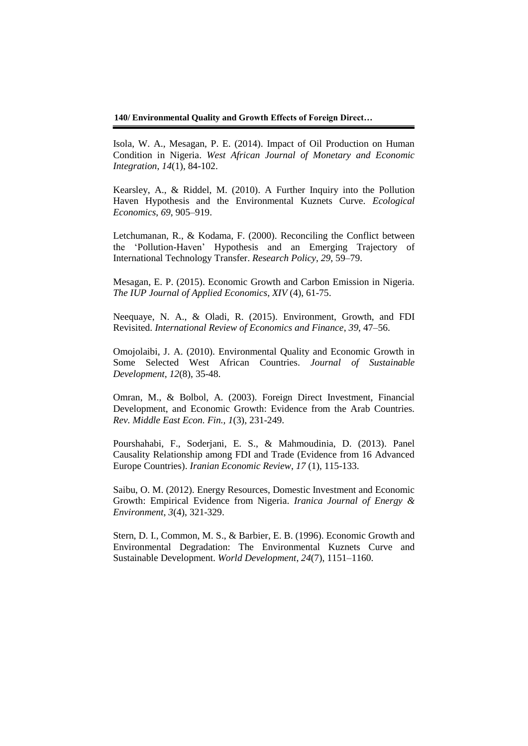Isola, W. A., Mesagan, P. E. (2014). Impact of Oil Production on Human Condition in Nigeria. *West African Journal of Monetary and Economic Integration*, *14*(1), 84-102.

Kearsley, A., & Riddel, M. (2010). A Further Inquiry into the Pollution Haven Hypothesis and the Environmental Kuznets Curve. *Ecological Economics*, *69*, 905–919.

Letchumanan, R., & Kodama, F. (2000). Reconciling the Conflict between the 'Pollution-Haven' Hypothesis and an Emerging Trajectory of International Technology Transfer. *Research Policy*, *29*, 59–79.

Mesagan, E. P. (2015). Economic Growth and Carbon Emission in Nigeria. *The IUP Journal of Applied Economics*, *XIV* (4), 61-75.

Neequaye, N. A., & Oladi, R. (2015). Environment, Growth, and FDI Revisited. *International Review of Economics and Finance*, *39*, 47–56.

Omojolaibi, J. A. (2010). Environmental Quality and Economic Growth in Some Selected West African Countries. *Journal of Sustainable Development*, *12*(8), 35-48.

Omran, M., & Bolbol, A. (2003). Foreign Direct Investment, Financial Development, and Economic Growth: Evidence from the Arab Countries. *Rev. Middle East Econ. Fin., 1*(3), 231-249.

Pourshahabi, F., Soderjani, E. S., & Mahmoudinia, D. (2013). Panel Causality Relationship among FDI and Trade (Evidence from 16 Advanced Europe Countries). *Iranian Economic Review*, *17* (1), 115-133.

Saibu, O. M. (2012). Energy Resources, Domestic Investment and Economic Growth: Empirical Evidence from Nigeria. *Iranica Journal of Energy & Environment*, *3*(4), 321-329.

Stern, D. I., Common, M. S., & Barbier, E. B. (1996). Economic Growth and Environmental Degradation: The Environmental Kuznets Curve and Sustainable Development. *World Development*, *24*(7), 1151–1160.